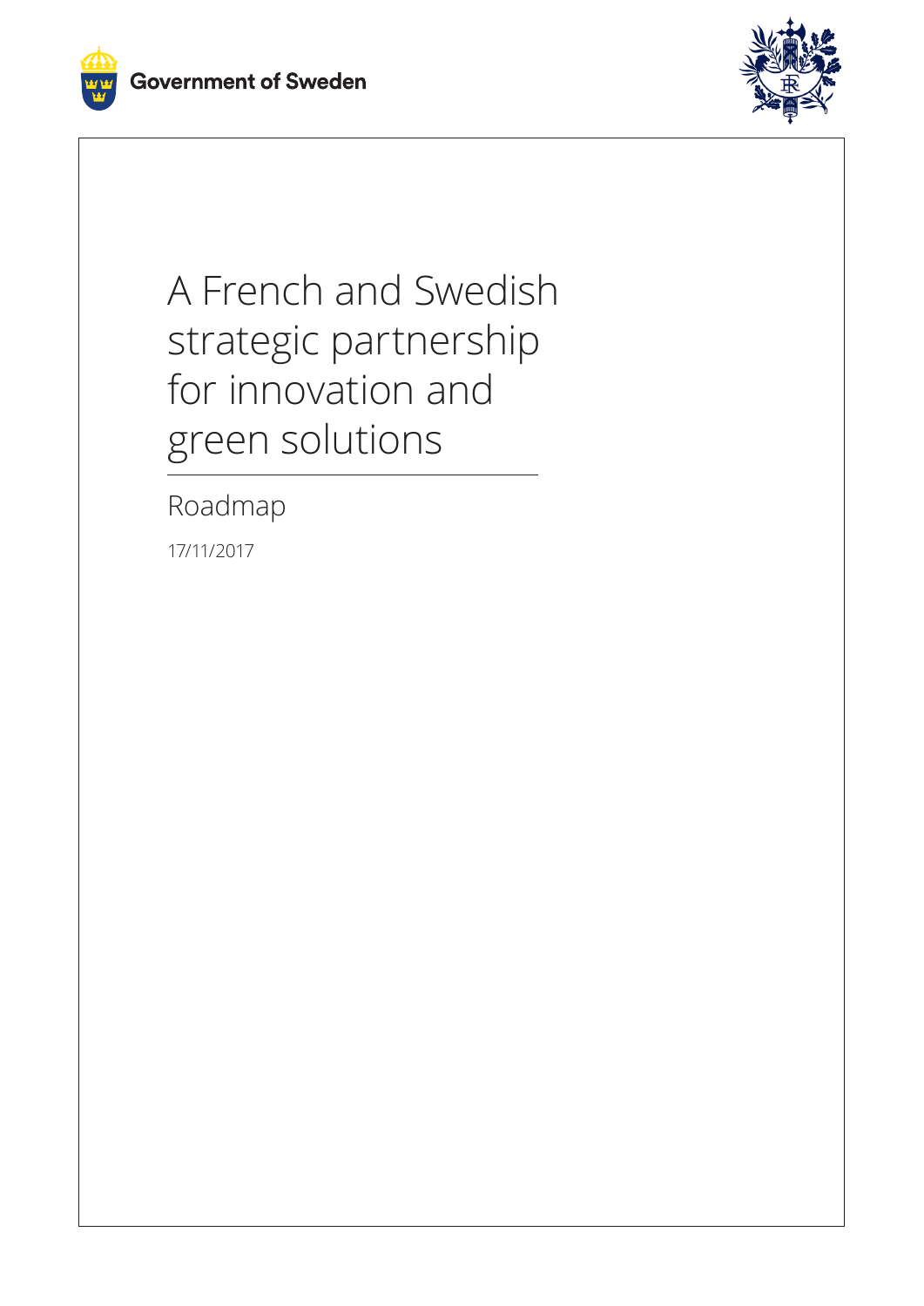Government of Sweden

# A French and Swedish strategic partnership for innovation and green solutions

Roadmap

17/11/2017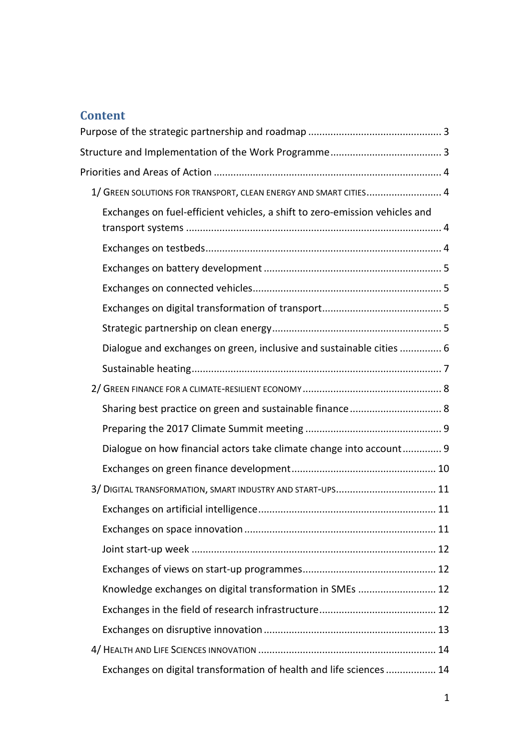## Content

Purpose of the strategic partnership and roadmap ..... 3

Structure and Implementation of the Work Programme ..... 3

Priorities and Areas of Action ..... 4

- 1/ GREEN SOLUTIONS FOR TRANSPORT, CLEAN ENERGY AND SMART CITIES ..... 4
  - Exchanges on fuel-efficient vehicles, a shift to zero-emission vehicles and transport systems ..... 4
  - Exchanges on testbeds ..... 4
  - Exchanges on battery development ..... 5
  - Exchanges on connected vehicles ..... 5
  - Exchanges on digital transformation of transport ..... 5
  - Strategic partnership on clean energy ..... 5
  - Dialogue and exchanges on green, inclusive and sustainable cities ..... 6
  - Sustainable heating ..... 7
- 2/ GREEN FINANCE FOR A CLIMATE-RESILIENT ECONOMY ..... 8
  - Sharing best practice on green and sustainable finance ..... 8
  - Preparing the 2017 Climate Summit meeting ..... 9
  - Dialogue on how financial actors take climate change into account ..... 9
  - Exchanges on green finance development ..... 10
- 3/ DIGITAL TRANSFORMATION, SMART INDUSTRY AND START-UPS ..... 11
  - Exchanges on artificial intelligence ..... 11
  - Exchanges on space innovation ..... 11
  - Joint start-up week ..... 12
  - Exchanges of views on start-up programmes ..... 12
  - Knowledge exchanges on digital transformation in SMEs ..... 12
  - Exchanges in the field of research infrastructure ..... 12
  - Exchanges on disruptive innovation ..... 13
- 4/ HEALTH AND LIFE SCIENCES INNOVATION ..... 14
  - Exchanges on digital transformation of health and life sciences ..... 14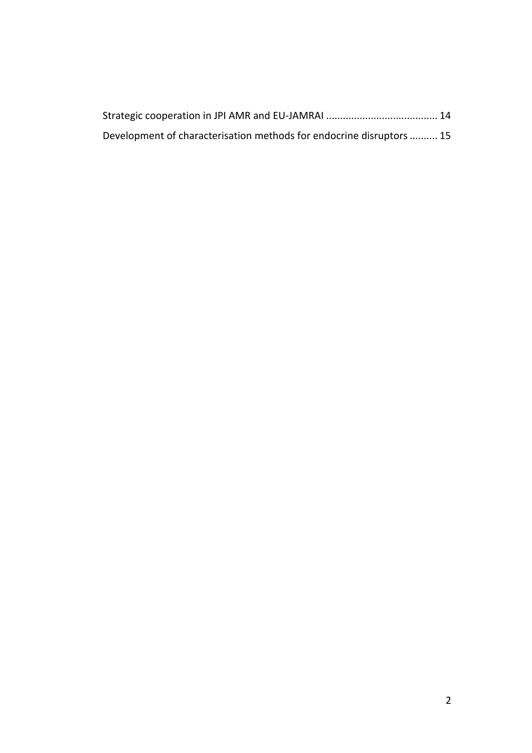Strategic cooperation in JPI AMR and EU-JAMRAI ........................................ 14

Development of characterisation methods for endocrine disruptors .......... 15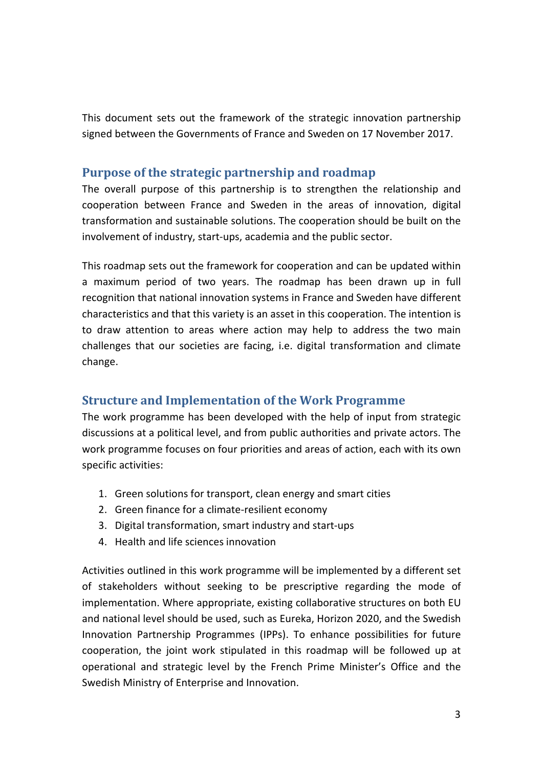This document sets out the framework of the strategic innovation partnership signed between the Governments of France and Sweden on 17 November 2017.

## Purpose of the strategic partnership and roadmap

The overall purpose of this partnership is to strengthen the relationship and cooperation between France and Sweden in the areas of innovation, digital transformation and sustainable solutions. The cooperation should be built on the involvement of industry, start-ups, academia and the public sector.

This roadmap sets out the framework for cooperation and can be updated within a maximum period of two years. The roadmap has been drawn up in full recognition that national innovation systems in France and Sweden have different characteristics and that this variety is an asset in this cooperation. The intention is to draw attention to areas where action may help to address the two main challenges that our societies are facing, i.e. digital transformation and climate change.

## Structure and Implementation of the Work Programme

The work programme has been developed with the help of input from strategic discussions at a political level, and from public authorities and private actors. The work programme focuses on four priorities and areas of action, each with its own specific activities:

1. Green solutions for transport, clean energy and smart cities
2. Green finance for a climate-resilient economy
3. Digital transformation, smart industry and start-ups
4. Health and life sciences innovation

Activities outlined in this work programme will be implemented by a different set of stakeholders without seeking to be prescriptive regarding the mode of implementation. Where appropriate, existing collaborative structures on both EU and national level should be used, such as Eureka, Horizon 2020, and the Swedish Innovation Partnership Programmes (IPPs). To enhance possibilities for future cooperation, the joint work stipulated in this roadmap will be followed up at operational and strategic level by the French Prime Minister's Office and the Swedish Ministry of Enterprise and Innovation.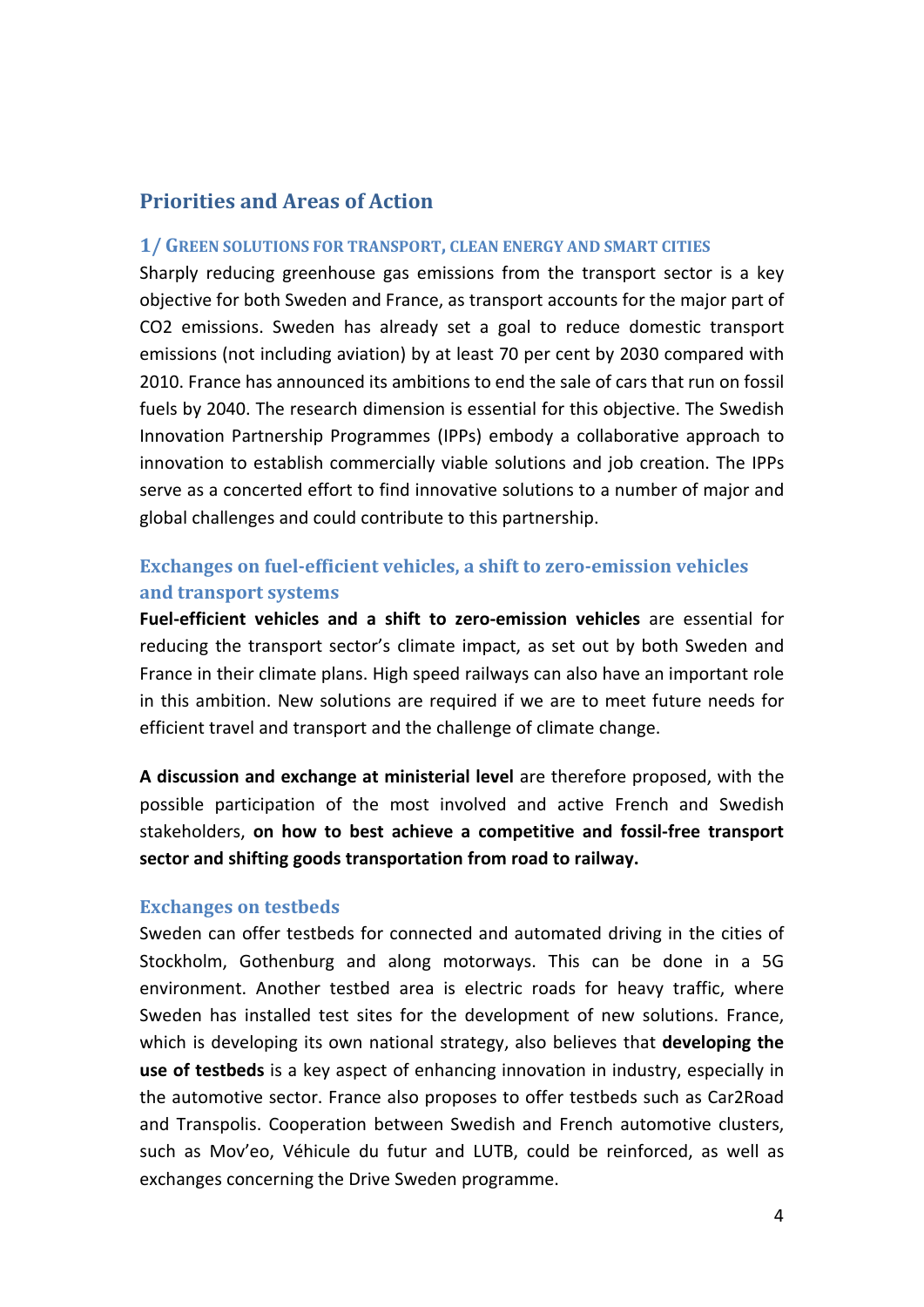## Priorities and Areas of Action

### 1/ Green solutions for transport, clean energy and smart cities

Sharply reducing greenhouse gas emissions from the transport sector is a key objective for both Sweden and France, as transport accounts for the major part of CO2 emissions. Sweden has already set a goal to reduce domestic transport emissions (not including aviation) by at least 70 per cent by 2030 compared with 2010. France has announced its ambitions to end the sale of cars that run on fossil fuels by 2040. The research dimension is essential for this objective. The Swedish Innovation Partnership Programmes (IPPs) embody a collaborative approach to innovation to establish commercially viable solutions and job creation. The IPPs serve as a concerted effort to find innovative solutions to a number of major and global challenges and could contribute to this partnership.

#### Exchanges on fuel-efficient vehicles, a shift to zero-emission vehicles and transport systems

**Fuel-efficient vehicles and a shift to zero-emission vehicles** are essential for reducing the transport sector's climate impact, as set out by both Sweden and France in their climate plans. High speed railways can also have an important role in this ambition. New solutions are required if we are to meet future needs for efficient travel and transport and the challenge of climate change.

**A discussion and exchange at ministerial level** are therefore proposed, with the possible participation of the most involved and active French and Swedish stakeholders, **on how to best achieve a competitive and fossil-free transport sector and shifting goods transportation from road to railway.**

#### Exchanges on testbeds

Sweden can offer testbeds for connected and automated driving in the cities of Stockholm, Gothenburg and along motorways. This can be done in a 5G environment. Another testbed area is electric roads for heavy traffic, where Sweden has installed test sites for the development of new solutions. France, which is developing its own national strategy, also believes that **developing the use of testbeds** is a key aspect of enhancing innovation in industry, especially in the automotive sector. France also proposes to offer testbeds such as Car2Road and Transpolis. Cooperation between Swedish and French automotive clusters, such as Mov'eo, Véhicule du futur and LUTB, could be reinforced, as well as exchanges concerning the Drive Sweden programme.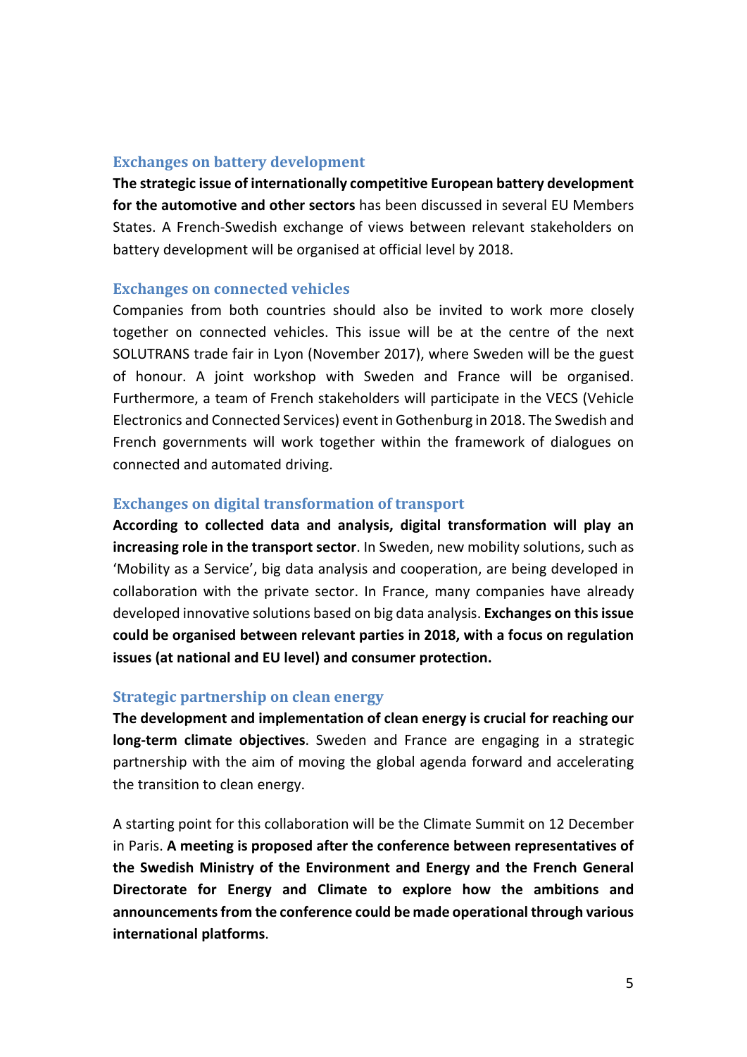### Exchanges on battery development

**The strategic issue of internationally competitive European battery development for the automotive and other sectors** has been discussed in several EU Members States. A French-Swedish exchange of views between relevant stakeholders on battery development will be organised at official level by 2018.

### Exchanges on connected vehicles

Companies from both countries should also be invited to work more closely together on connected vehicles. This issue will be at the centre of the next SOLUTRANS trade fair in Lyon (November 2017), where Sweden will be the guest of honour. A joint workshop with Sweden and France will be organised. Furthermore, a team of French stakeholders will participate in the VECS (Vehicle Electronics and Connected Services) event in Gothenburg in 2018. The Swedish and French governments will work together within the framework of dialogues on connected and automated driving.

### Exchanges on digital transformation of transport

**According to collected data and analysis, digital transformation will play an increasing role in the transport sector**. In Sweden, new mobility solutions, such as 'Mobility as a Service', big data analysis and cooperation, are being developed in collaboration with the private sector. In France, many companies have already developed innovative solutions based on big data analysis. **Exchanges on this issue could be organised between relevant parties in 2018, with a focus on regulation issues (at national and EU level) and consumer protection.**

### Strategic partnership on clean energy

**The development and implementation of clean energy is crucial for reaching our long-term climate objectives**. Sweden and France are engaging in a strategic partnership with the aim of moving the global agenda forward and accelerating the transition to clean energy.

A starting point for this collaboration will be the Climate Summit on 12 December in Paris. **A meeting is proposed after the conference between representatives of the Swedish Ministry of the Environment and Energy and the French General Directorate for Energy and Climate to explore how the ambitions and announcements from the conference could be made operational through various international platforms**.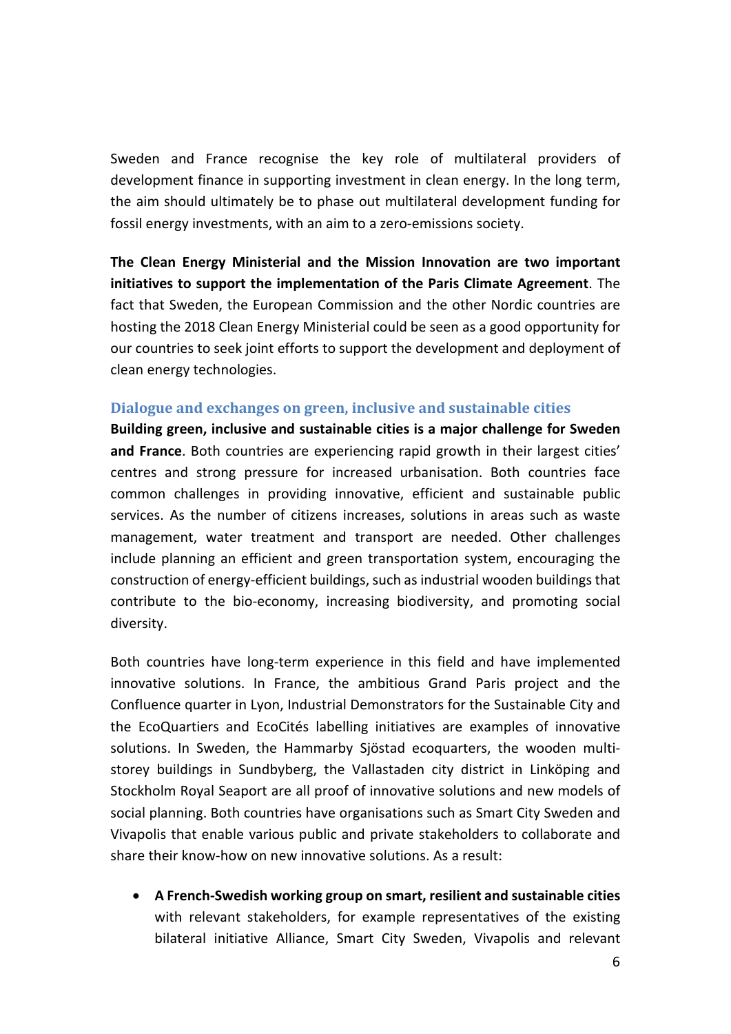Sweden and France recognise the key role of multilateral providers of development finance in supporting investment in clean energy. In the long term, the aim should ultimately be to phase out multilateral development funding for fossil energy investments, with an aim to a zero-emissions society.

**The Clean Energy Ministerial and the Mission Innovation are two important initiatives to support the implementation of the Paris Climate Agreement**. The fact that Sweden, the European Commission and the other Nordic countries are hosting the 2018 Clean Energy Ministerial could be seen as a good opportunity for our countries to seek joint efforts to support the development and deployment of clean energy technologies.

### Dialogue and exchanges on green, inclusive and sustainable cities

**Building green, inclusive and sustainable cities is a major challenge for Sweden and France**. Both countries are experiencing rapid growth in their largest cities' centres and strong pressure for increased urbanisation. Both countries face common challenges in providing innovative, efficient and sustainable public services. As the number of citizens increases, solutions in areas such as waste management, water treatment and transport are needed. Other challenges include planning an efficient and green transportation system, encouraging the construction of energy-efficient buildings, such as industrial wooden buildings that contribute to the bio-economy, increasing biodiversity, and promoting social diversity.

Both countries have long-term experience in this field and have implemented innovative solutions. In France, the ambitious Grand Paris project and the Confluence quarter in Lyon, Industrial Demonstrators for the Sustainable City and the EcoQuartiers and EcoCités labelling initiatives are examples of innovative solutions. In Sweden, the Hammarby Sjöstad ecoquarters, the wooden multi-storey buildings in Sundbyberg, the Vallastaden city district in Linköping and Stockholm Royal Seaport are all proof of innovative solutions and new models of social planning. Both countries have organisations such as Smart City Sweden and Vivapolis that enable various public and private stakeholders to collaborate and share their know-how on new innovative solutions. As a result:

- **A French-Swedish working group on smart, resilient and sustainable cities** with relevant stakeholders, for example representatives of the existing bilateral initiative Alliance, Smart City Sweden, Vivapolis and relevant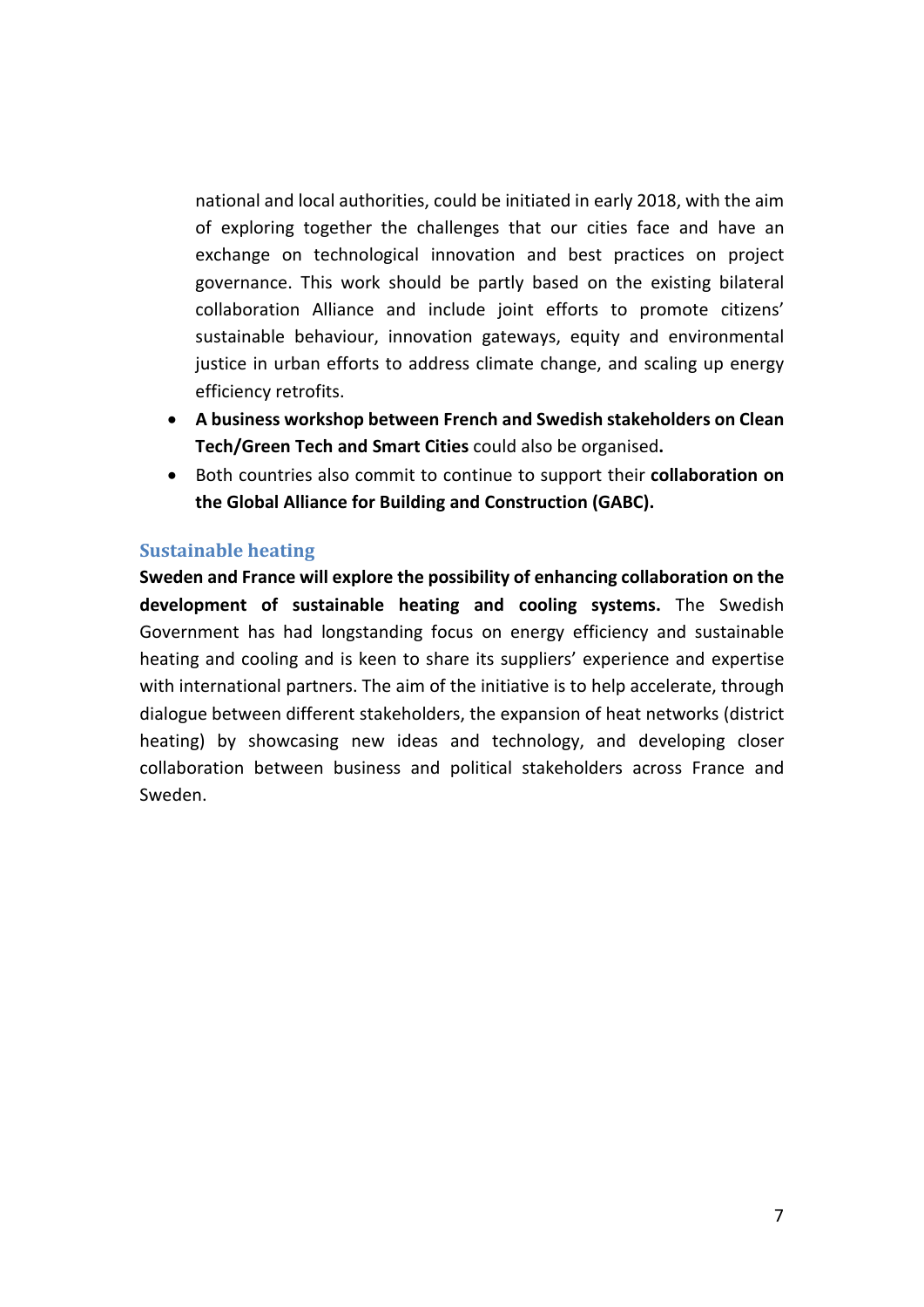national and local authorities, could be initiated in early 2018, with the aim of exploring together the challenges that our cities face and have an exchange on technological innovation and best practices on project governance. This work should be partly based on the existing bilateral collaboration Alliance and include joint efforts to promote citizens' sustainable behaviour, innovation gateways, equity and environmental justice in urban efforts to address climate change, and scaling up energy efficiency retrofits.

- **A business workshop between French and Swedish stakeholders on Clean Tech/Green Tech and Smart Cities** could also be organised**.**
- Both countries also commit to continue to support their **collaboration on the Global Alliance for Building and Construction (GABC).**

### Sustainable heating

**Sweden and France will explore the possibility of enhancing collaboration on the development of sustainable heating and cooling systems.** The Swedish Government has had longstanding focus on energy efficiency and sustainable heating and cooling and is keen to share its suppliers' experience and expertise with international partners. The aim of the initiative is to help accelerate, through dialogue between different stakeholders, the expansion of heat networks (district heating) by showcasing new ideas and technology, and developing closer collaboration between business and political stakeholders across France and Sweden.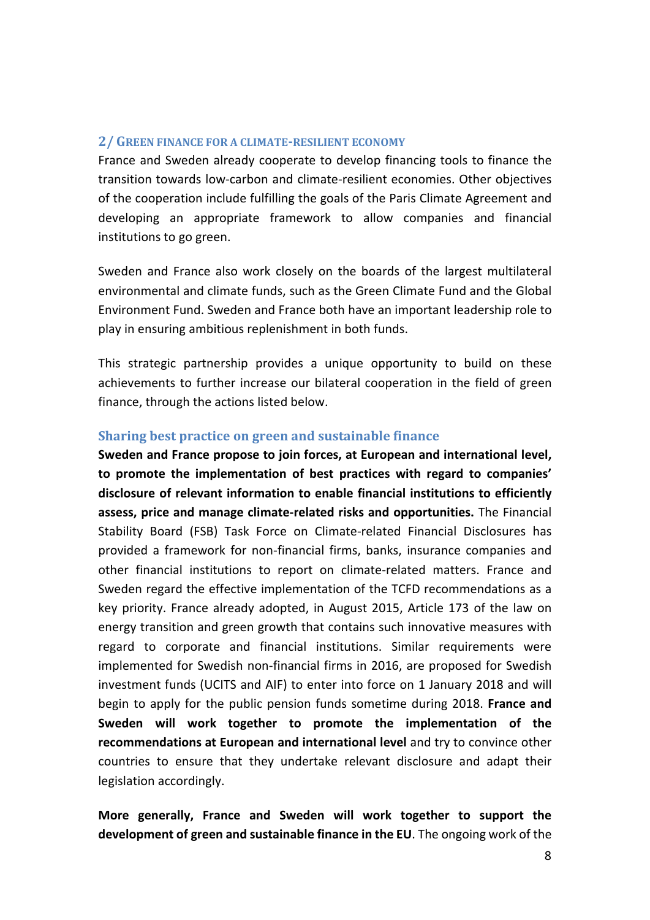## 2/ Green finance for a climate-resilient economy

France and Sweden already cooperate to develop financing tools to finance the transition towards low-carbon and climate-resilient economies. Other objectives of the cooperation include fulfilling the goals of the Paris Climate Agreement and developing an appropriate framework to allow companies and financial institutions to go green.

Sweden and France also work closely on the boards of the largest multilateral environmental and climate funds, such as the Green Climate Fund and the Global Environment Fund. Sweden and France both have an important leadership role to play in ensuring ambitious replenishment in both funds.

This strategic partnership provides a unique opportunity to build on these achievements to further increase our bilateral cooperation in the field of green finance, through the actions listed below.

### Sharing best practice on green and sustainable finance

**Sweden and France propose to join forces, at European and international level, to promote the implementation of best practices with regard to companies' disclosure of relevant information to enable financial institutions to efficiently assess, price and manage climate-related risks and opportunities.** The Financial Stability Board (FSB) Task Force on Climate-related Financial Disclosures has provided a framework for non-financial firms, banks, insurance companies and other financial institutions to report on climate-related matters. France and Sweden regard the effective implementation of the TCFD recommendations as a key priority. France already adopted, in August 2015, Article 173 of the law on energy transition and green growth that contains such innovative measures with regard to corporate and financial institutions. Similar requirements were implemented for Swedish non-financial firms in 2016, are proposed for Swedish investment funds (UCITS and AIF) to enter into force on 1 January 2018 and will begin to apply for the public pension funds sometime during 2018. **France and Sweden will work together to promote the implementation of the recommendations at European and international level** and try to convince other countries to ensure that they undertake relevant disclosure and adapt their legislation accordingly.

**More generally, France and Sweden will work together to support the development of green and sustainable finance in the EU**. The ongoing work of the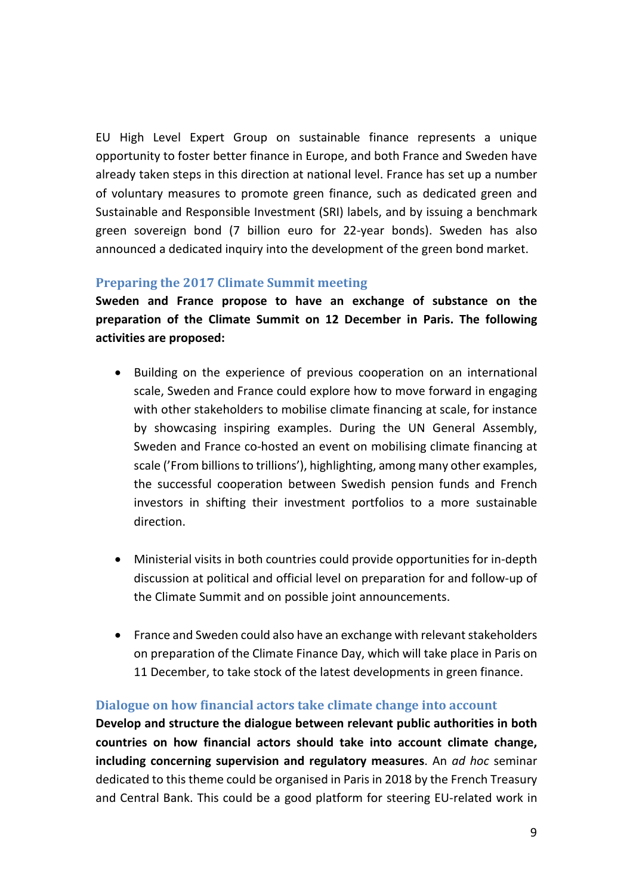EU High Level Expert Group on sustainable finance represents a unique opportunity to foster better finance in Europe, and both France and Sweden have already taken steps in this direction at national level. France has set up a number of voluntary measures to promote green finance, such as dedicated green and Sustainable and Responsible Investment (SRI) labels, and by issuing a benchmark green sovereign bond (7 billion euro for 22-year bonds). Sweden has also announced a dedicated inquiry into the development of the green bond market.

### Preparing the 2017 Climate Summit meeting

**Sweden and France propose to have an exchange of substance on the preparation of the Climate Summit on 12 December in Paris. The following activities are proposed:**

- Building on the experience of previous cooperation on an international scale, Sweden and France could explore how to move forward in engaging with other stakeholders to mobilise climate financing at scale, for instance by showcasing inspiring examples. During the UN General Assembly, Sweden and France co-hosted an event on mobilising climate financing at scale ('From billions to trillions'), highlighting, among many other examples, the successful cooperation between Swedish pension funds and French investors in shifting their investment portfolios to a more sustainable direction.

- Ministerial visits in both countries could provide opportunities for in-depth discussion at political and official level on preparation for and follow-up of the Climate Summit and on possible joint announcements.

- France and Sweden could also have an exchange with relevant stakeholders on preparation of the Climate Finance Day, which will take place in Paris on 11 December, to take stock of the latest developments in green finance.

### Dialogue on how financial actors take climate change into account

**Develop and structure the dialogue between relevant public authorities in both countries on how financial actors should take into account climate change, including concerning supervision and regulatory measures**. An *ad hoc* seminar dedicated to this theme could be organised in Paris in 2018 by the French Treasury and Central Bank. This could be a good platform for steering EU-related work in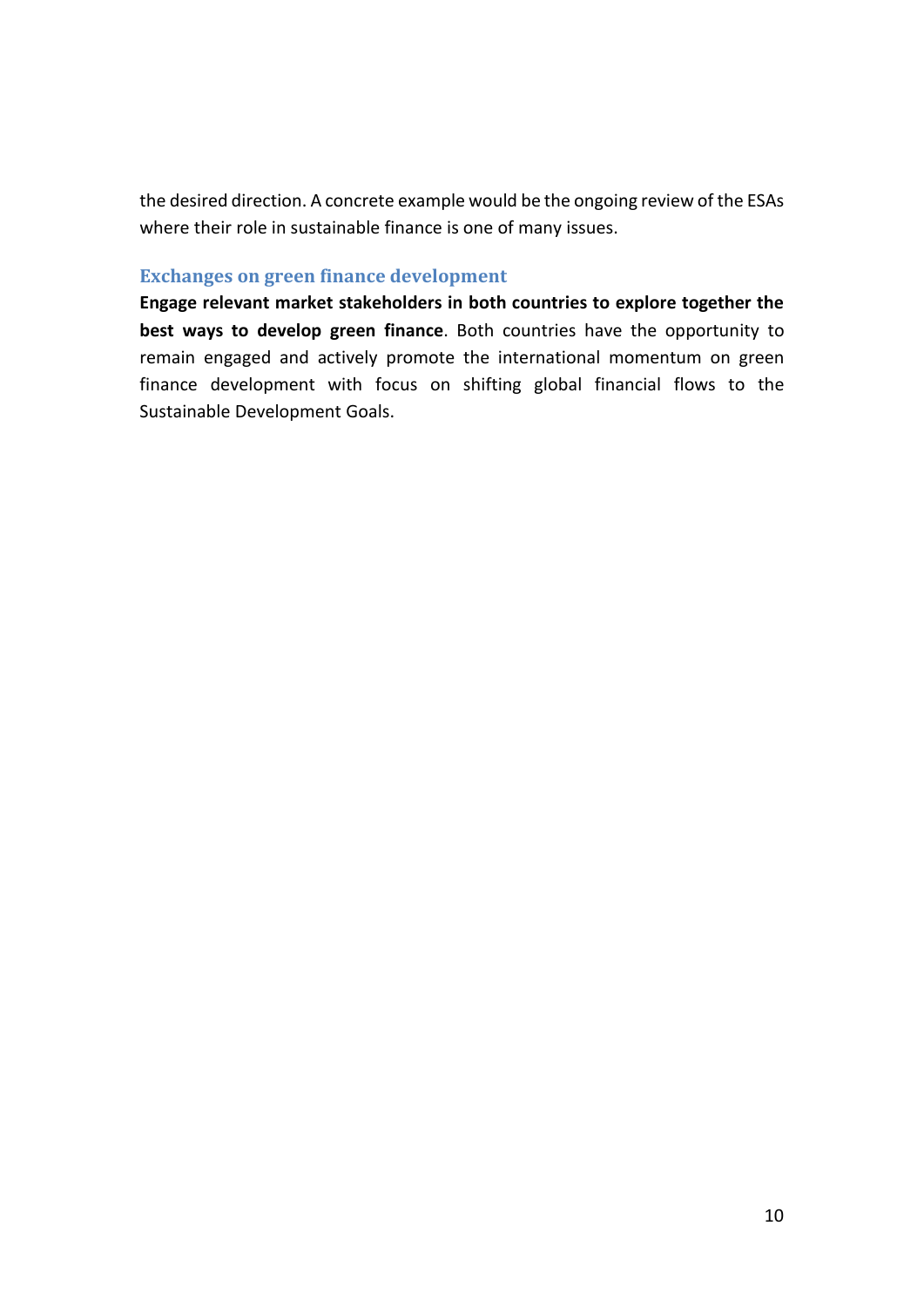the desired direction. A concrete example would be the ongoing review of the ESAs where their role in sustainable finance is one of many issues.

### Exchanges on green finance development

**Engage relevant market stakeholders in both countries to explore together the best ways to develop green finance**. Both countries have the opportunity to remain engaged and actively promote the international momentum on green finance development with focus on shifting global financial flows to the Sustainable Development Goals.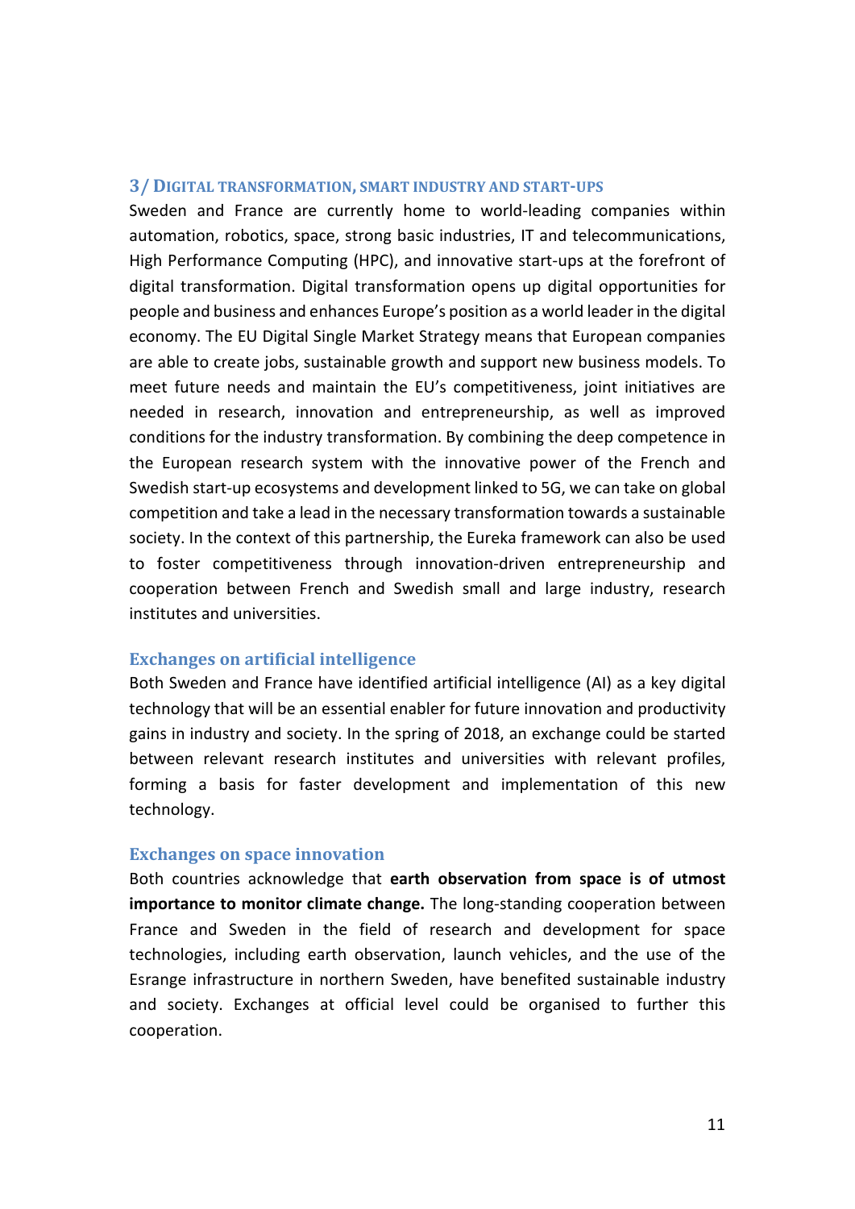## 3/ Digital transformation, smart industry and start-ups

Sweden and France are currently home to world-leading companies within automation, robotics, space, strong basic industries, IT and telecommunications, High Performance Computing (HPC), and innovative start-ups at the forefront of digital transformation. Digital transformation opens up digital opportunities for people and business and enhances Europe's position as a world leader in the digital economy. The EU Digital Single Market Strategy means that European companies are able to create jobs, sustainable growth and support new business models. To meet future needs and maintain the EU's competitiveness, joint initiatives are needed in research, innovation and entrepreneurship, as well as improved conditions for the industry transformation. By combining the deep competence in the European research system with the innovative power of the French and Swedish start-up ecosystems and development linked to 5G, we can take on global competition and take a lead in the necessary transformation towards a sustainable society. In the context of this partnership, the Eureka framework can also be used to foster competitiveness through innovation-driven entrepreneurship and cooperation between French and Swedish small and large industry, research institutes and universities.

### Exchanges on artificial intelligence

Both Sweden and France have identified artificial intelligence (AI) as a key digital technology that will be an essential enabler for future innovation and productivity gains in industry and society. In the spring of 2018, an exchange could be started between relevant research institutes and universities with relevant profiles, forming a basis for faster development and implementation of this new technology.

### Exchanges on space innovation

Both countries acknowledge that **earth observation from space is of utmost importance to monitor climate change.** The long-standing cooperation between France and Sweden in the field of research and development for space technologies, including earth observation, launch vehicles, and the use of the Esrange infrastructure in northern Sweden, have benefited sustainable industry and society. Exchanges at official level could be organised to further this cooperation.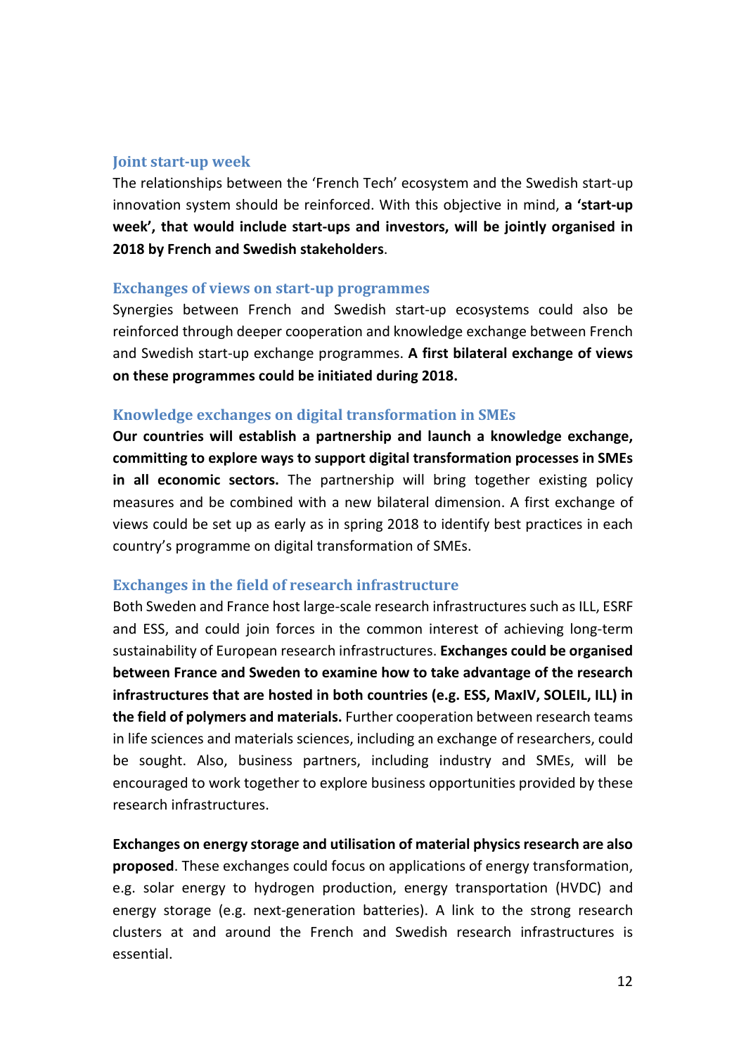### Joint start-up week

The relationships between the 'French Tech' ecosystem and the Swedish start-up innovation system should be reinforced. With this objective in mind, **a 'start-up week', that would include start-ups and investors, will be jointly organised in 2018 by French and Swedish stakeholders**.

### Exchanges of views on start-up programmes

Synergies between French and Swedish start-up ecosystems could also be reinforced through deeper cooperation and knowledge exchange between French and Swedish start-up exchange programmes. **A first bilateral exchange of views on these programmes could be initiated during 2018.**

### Knowledge exchanges on digital transformation in SMEs

**Our countries will establish a partnership and launch a knowledge exchange, committing to explore ways to support digital transformation processes in SMEs in all economic sectors.** The partnership will bring together existing policy measures and be combined with a new bilateral dimension. A first exchange of views could be set up as early as in spring 2018 to identify best practices in each country's programme on digital transformation of SMEs.

### Exchanges in the field of research infrastructure

Both Sweden and France host large-scale research infrastructures such as ILL, ESRF and ESS, and could join forces in the common interest of achieving long-term sustainability of European research infrastructures. **Exchanges could be organised between France and Sweden to examine how to take advantage of the research infrastructures that are hosted in both countries (e.g. ESS, MaxIV, SOLEIL, ILL) in the field of polymers and materials.** Further cooperation between research teams in life sciences and materials sciences, including an exchange of researchers, could be sought. Also, business partners, including industry and SMEs, will be encouraged to work together to explore business opportunities provided by these research infrastructures.

**Exchanges on energy storage and utilisation of material physics research are also proposed**. These exchanges could focus on applications of energy transformation, e.g. solar energy to hydrogen production, energy transportation (HVDC) and energy storage (e.g. next-generation batteries). A link to the strong research clusters at and around the French and Swedish research infrastructures is essential.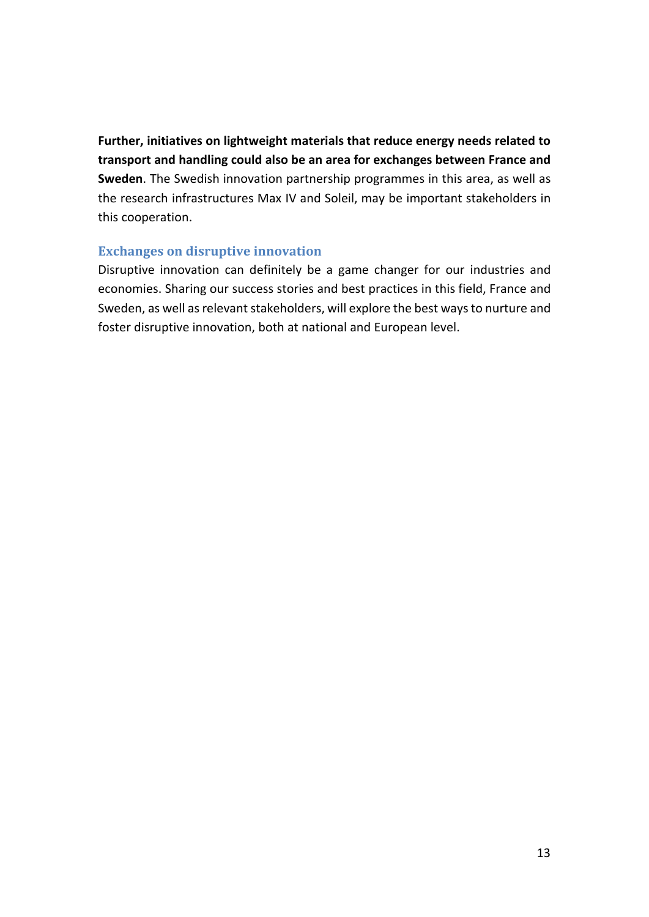**Further, initiatives on lightweight materials that reduce energy needs related to transport and handling could also be an area for exchanges between France and Sweden**. The Swedish innovation partnership programmes in this area, as well as the research infrastructures Max IV and Soleil, may be important stakeholders in this cooperation.

### Exchanges on disruptive innovation

Disruptive innovation can definitely be a game changer for our industries and economies. Sharing our success stories and best practices in this field, France and Sweden, as well as relevant stakeholders, will explore the best ways to nurture and foster disruptive innovation, both at national and European level.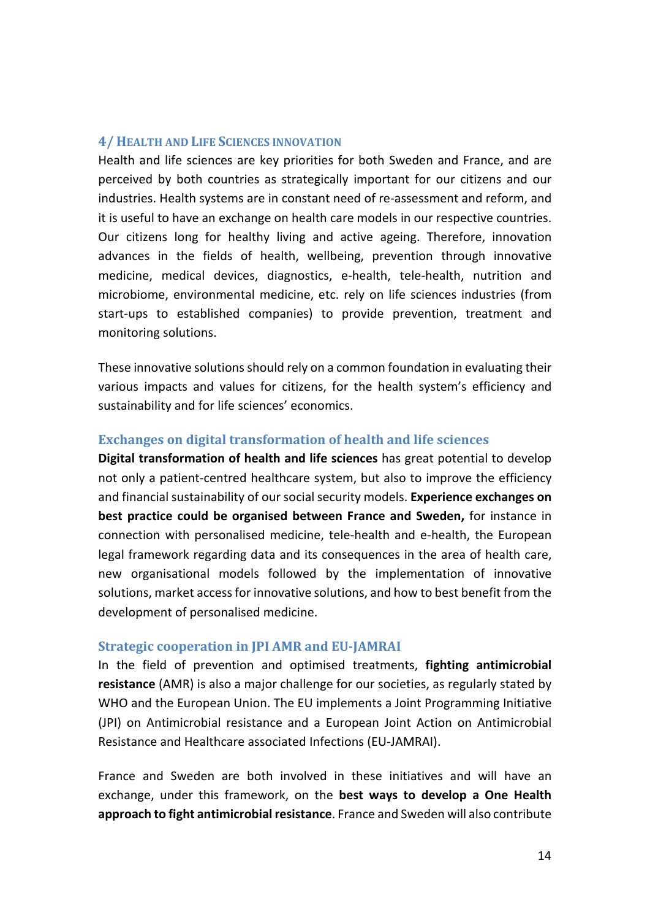## 4/ Health and Life Sciences innovation

Health and life sciences are key priorities for both Sweden and France, and are perceived by both countries as strategically important for our citizens and our industries. Health systems are in constant need of re-assessment and reform, and it is useful to have an exchange on health care models in our respective countries. Our citizens long for healthy living and active ageing. Therefore, innovation advances in the fields of health, wellbeing, prevention through innovative medicine, medical devices, diagnostics, e-health, tele-health, nutrition and microbiome, environmental medicine, etc. rely on life sciences industries (from start-ups to established companies) to provide prevention, treatment and monitoring solutions.

These innovative solutions should rely on a common foundation in evaluating their various impacts and values for citizens, for the health system's efficiency and sustainability and for life sciences' economics.

### Exchanges on digital transformation of health and life sciences

**Digital transformation of health and life sciences** has great potential to develop not only a patient-centred healthcare system, but also to improve the efficiency and financial sustainability of our social security models. **Experience exchanges on best practice could be organised between France and Sweden,** for instance in connection with personalised medicine, tele-health and e-health, the European legal framework regarding data and its consequences in the area of health care, new organisational models followed by the implementation of innovative solutions, market access for innovative solutions, and how to best benefit from the development of personalised medicine.

### Strategic cooperation in JPI AMR and EU-JAMRAI

In the field of prevention and optimised treatments, **fighting antimicrobial resistance** (AMR) is also a major challenge for our societies, as regularly stated by WHO and the European Union. The EU implements a Joint Programming Initiative (JPI) on Antimicrobial resistance and a European Joint Action on Antimicrobial Resistance and Healthcare associated Infections (EU-JAMRAI).

France and Sweden are both involved in these initiatives and will have an exchange, under this framework, on the **best ways to develop a One Health approach to fight antimicrobial resistance**. France and Sweden will also contribute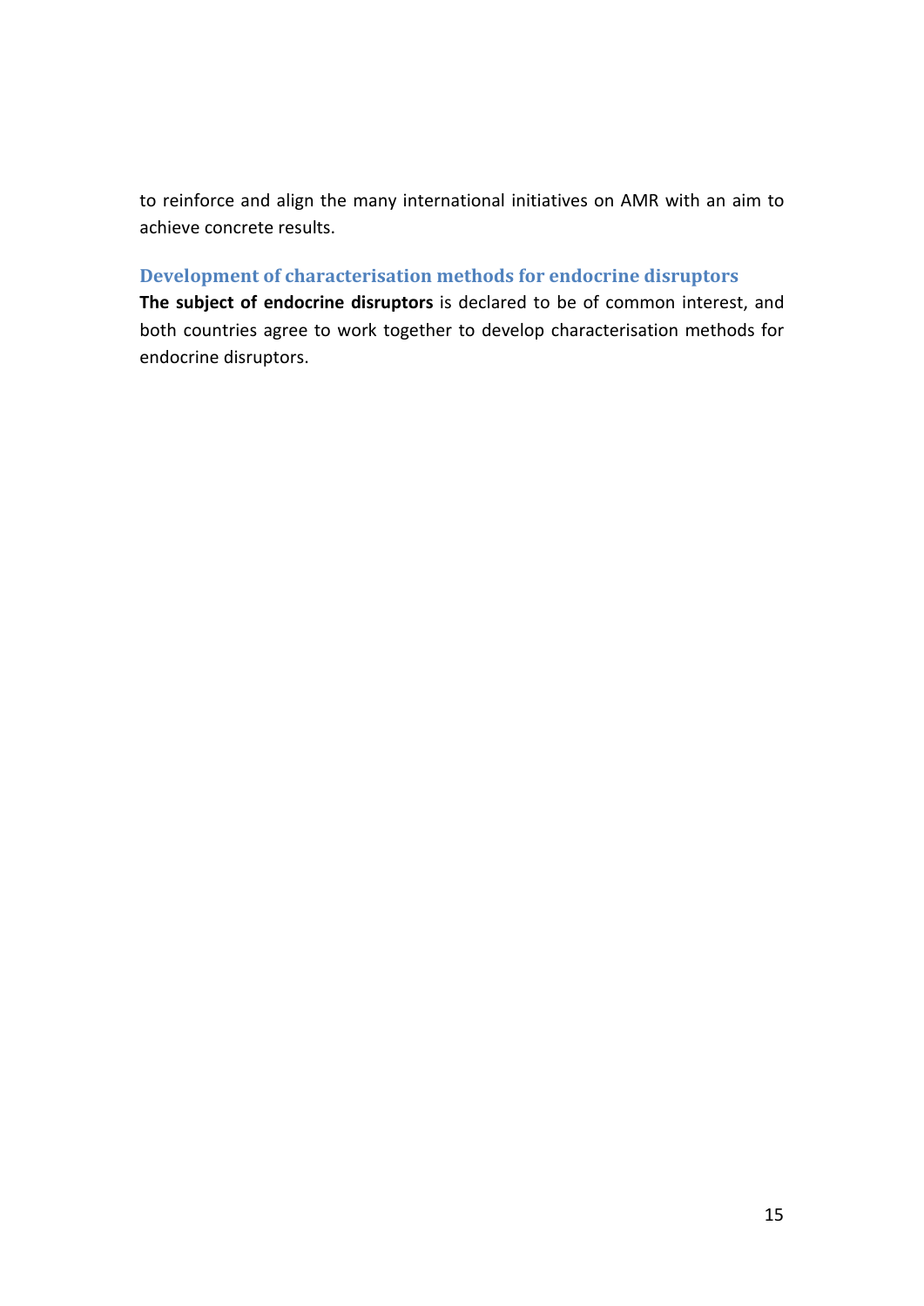to reinforce and align the many international initiatives on AMR with an aim to achieve concrete results.

### Development of characterisation methods for endocrine disruptors

**The subject of endocrine disruptors** is declared to be of common interest, and both countries agree to work together to develop characterisation methods for endocrine disruptors.